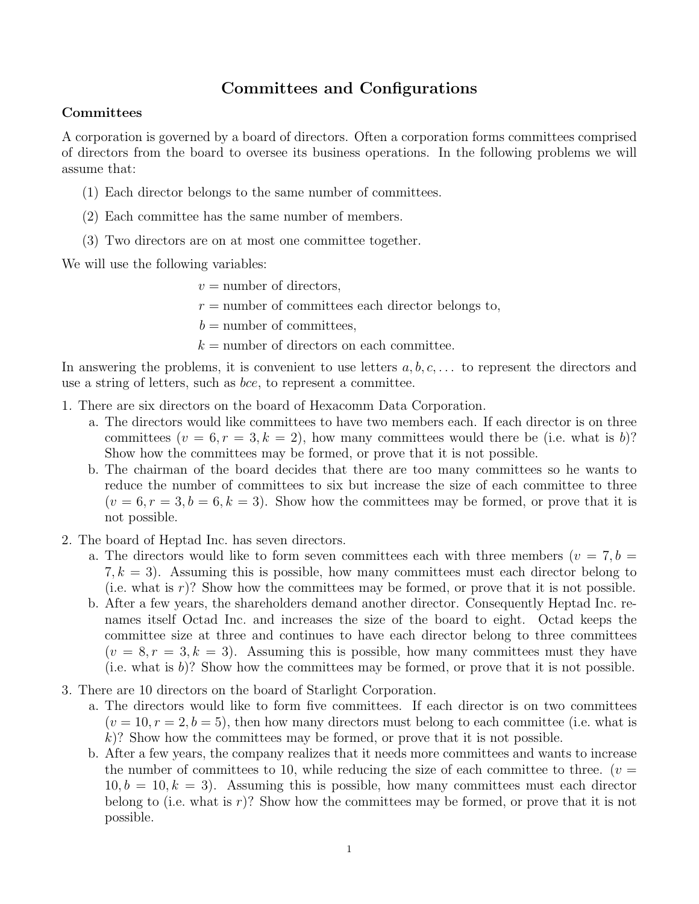# Committees and Configurations

## Committees

A corporation is governed by a board of directors. Often a corporation forms committees comprised of directors from the board to oversee its business operations. In the following problems we will assume that:

(1) Each director belongs to the same number of committees.

(2) Each committee has the same number of members.

(3) Two directors are on at most one committee together.

We will use the following variables:

$$
\begin{aligned}
v &= \text{number of directors,} \\
r &= \text{number of committees each director belongs to,} \\
b &= \text{number of committees,} \\
k &= \text{number of directors on each committee.}
\end{aligned}
$$

In answering the problems, it is convenient to use letters $a, b, c, \ldots$ to represent the directors and use a string of letters, such as $bce$, to represent a committee.

1. There are six directors on the board of Hexacomm Data Corporation.
   a. The directors would like committees to have two members each. If each director is on three committees ($v = 6, r = 3, k = 2$), how many committees would there be (i.e. what is $b$)? Show how the committees may be formed, or prove that it is not possible.
   b. The chairman of the board decides that there are too many committees so he wants to reduce the number of committees to six but increase the size of each committee to three ($v = 6, r = 3, b = 6, k = 3$). Show how the committees may be formed, or prove that it is not possible.

2. The board of Heptad Inc. has seven directors.
   a. The directors would like to form seven committees each with three members ($v = 7, b = 7, k = 3$). Assuming this is possible, how many committees must each director belong to (i.e. what is $r$)? Show how the committees may be formed, or prove that it is not possible.
   b. After a few years, the shareholders demand another director. Consequently Heptad Inc. renames itself Octad Inc. and increases the size of the board to eight. Octad keeps the committee size at three and continues to have each director belong to three committees ($v = 8, r = 3, k = 3$). Assuming this is possible, how many committees must they have (i.e. what is $b$)? Show how the committees may be formed, or prove that it is not possible.

3. There are 10 directors on the board of Starlight Corporation.
   a. The directors would like to form five committees. If each director is on two committees ($v = 10, r = 2, b = 5$), then how many directors must belong to each committee (i.e. what is $k$)? Show how the committees may be formed, or prove that it is not possible.
   b. After a few years, the company realizes that it needs more committees and wants to increase the number of committees to 10, while reducing the size of each committee to three. ($v = 10, b = 10, k = 3$). Assuming this is possible, how many committees must each director belong to (i.e. what is $r$)? Show how the committees may be formed, or prove that it is not possible.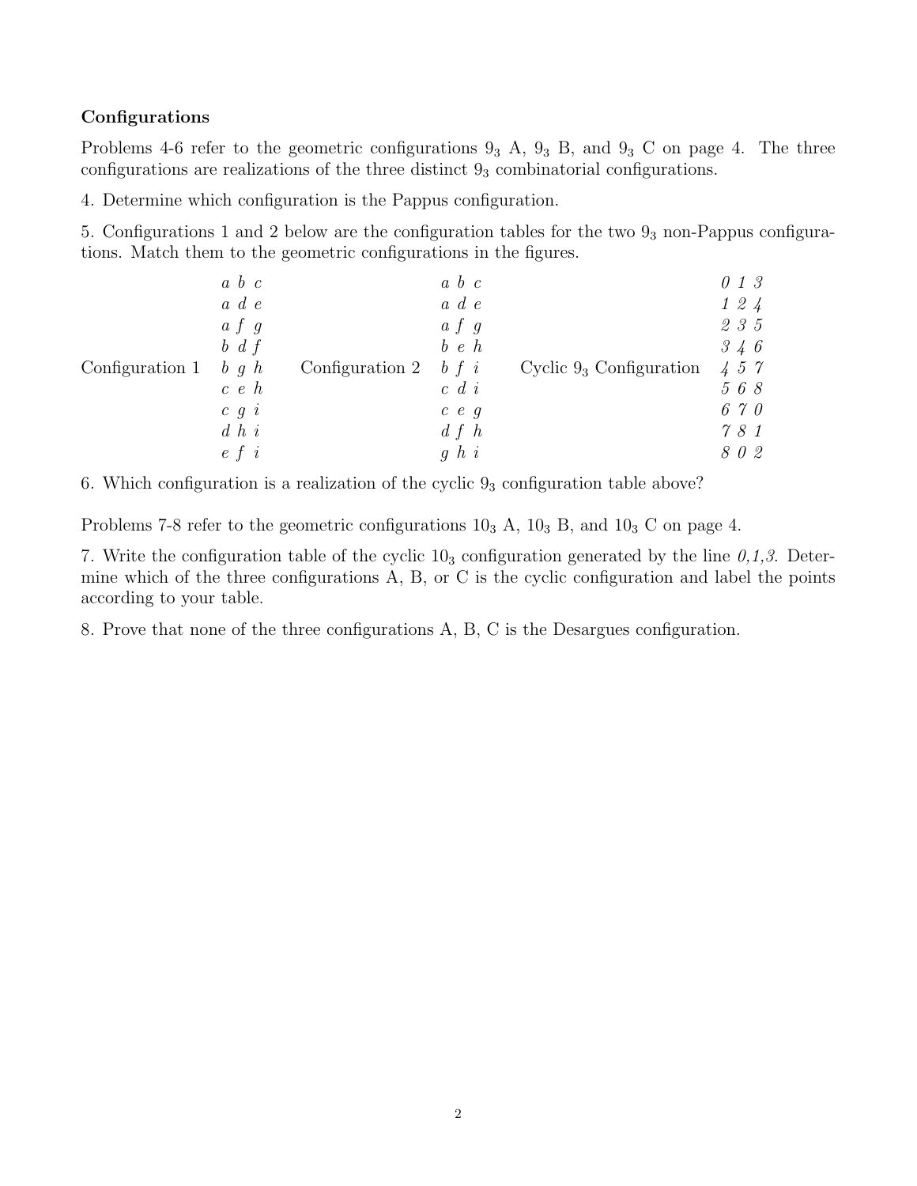**Configurations**

Problems 4-6 refer to the geometric configurations $9_3$ A, $9_3$ B, and $9_3$ C on page 4. The three configurations are realizations of the three distinct $9_3$ combinatorial configurations.

4. Determine which configuration is the Pappus configuration.

5. Configurations 1 and 2 below are the configuration tables for the two $9_3$ non-Pappus configurations. Match them to the geometric configurations in the figures.

| Configuration 1 | Configuration 2 | Cyclic $9_3$ Configuration |
|---|---|---|
| *a b c* | *a b c* | *0 1 3* |
| *a d e* | *a d e* | *1 2 4* |
| *a f g* | *a f g* | *2 3 5* |
| *b d f* | *b e h* | *3 4 6* |
| *b g h* | *b f i* | *4 5 7* |
| *c e h* | *c d i* | *5 6 8* |
| *c g i* | *c e g* | *6 7 0* |
| *d h i* | *d f h* | *7 8 1* |
| *e f i* | *g h i* | *8 0 2* |

6. Which configuration is a realization of the cyclic $9_3$ configuration table above?

Problems 7-8 refer to the geometric configurations $10_3$ A, $10_3$ B, and $10_3$ C on page 4.

7. Write the configuration table of the cyclic $10_3$ configuration generated by the line *0,1,3*. Determine which of the three configurations A, B, or C is the cyclic configuration and label the points according to your table.

8. Prove that none of the three configurations A, B, C is the Desargues configuration.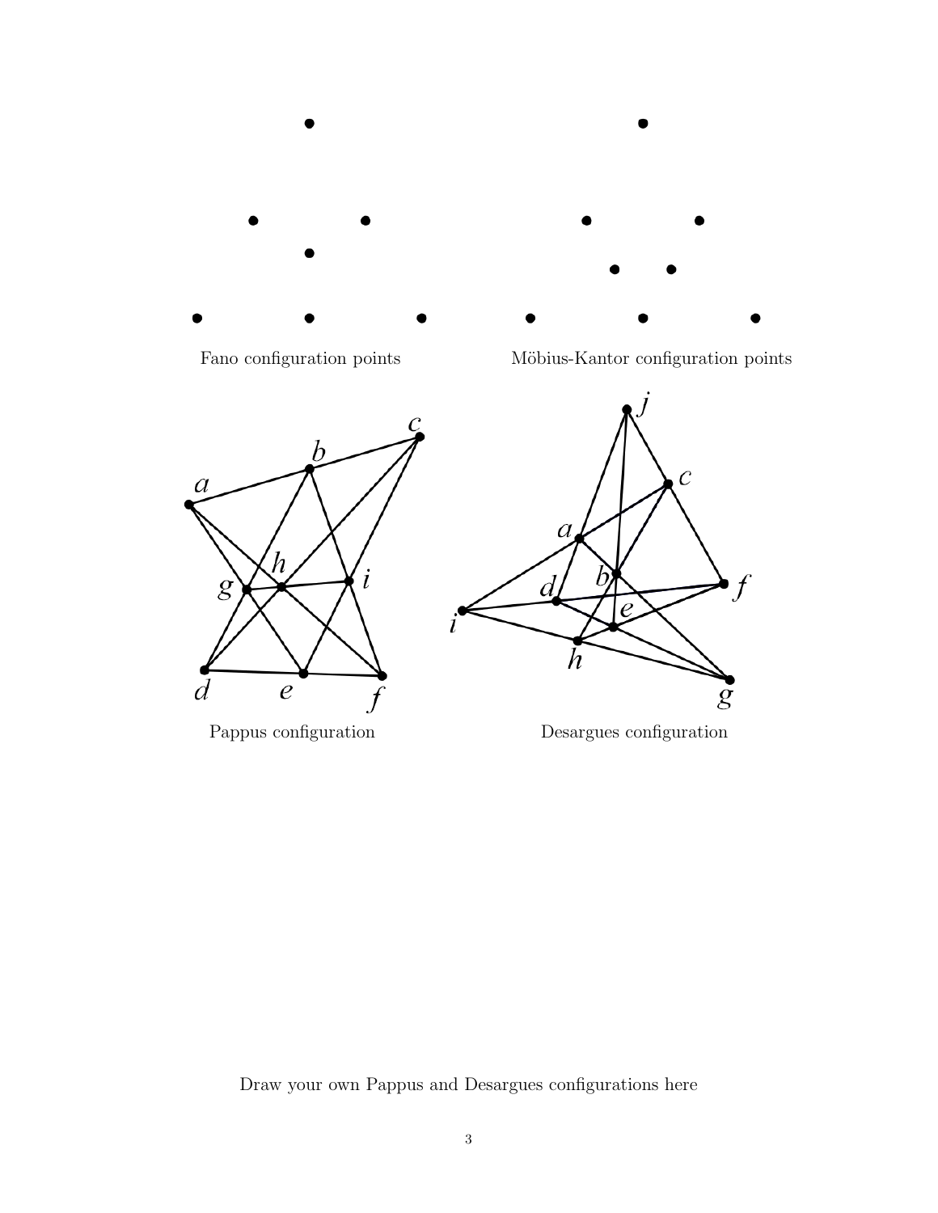Fano configuration points

Möbius-Kantor configuration points

Pappus configuration

Desargues configuration

Draw your own Pappus and Desargues configurations here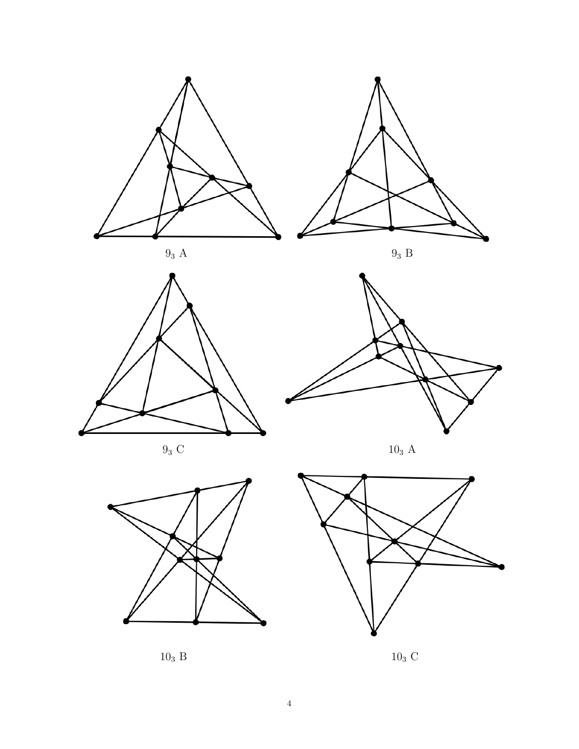$9_3$ A

$9_3$ B

$9_3$ C

$10_3$ A

$10_3$ B

$10_3$ C